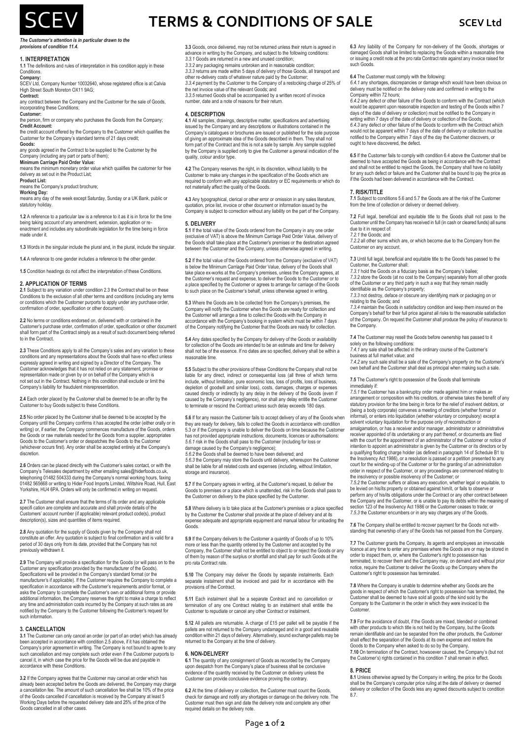# TERMS & CONDITIONS OF SALE

**SCEV Ltd**

***The Customer's attention is in particular drawn to the provisions of condition 11.4.***

## 1. INTERPRETATION

**1.1** The definitions and rules of interpretation in this condition apply in these Conditions.

**Company:**
SCEV Ltd, Company Number 10032640, whose registered office is at Calvia High Street South Moreton OX11 9AG;

**Contract:**
any contract between the Company and the Customer for the sale of Goods, incorporating these Conditions;

**Customer:**
the person, firm or company who purchases the Goods from the Company;

**Credit Account:**
the credit account offered by the Company to the Customer which qualifies the Customer for the Company's standard terms of 21 days credit;

**Goods:**
any goods agreed in the Contract to be supplied to the Customer by the Company (including any part or parts of them);

**Minimum Carriage Paid Order Value:**
means the minimum monetary order value which qualifies the customer for free delivery as set out in the Product List;

**Product List:**
means the Company's product brochure;

**Working Day:**
means any day of the week except Saturday, Sunday or a UK Bank, public or statutory holiday.

**1.2** A reference to a particular law is a reference to it as it is in force for the time being taking account of any amendment, extension, application or re-enactment and includes any subordinate legislation for the time being in force made under it.

**1.3** Words in the singular include the plural and, in the plural, include the singular.

**1.4** A reference to one gender includes a reference to the other gender.

**1.5** Condition headings do not affect the interpretation of these Conditions.

## 2. APPLICATION OF TERMS

**2.1** Subject to any variation under condition 2.3 the Contract shall be on these Conditions to the exclusion of all other terms and conditions (including any terms or conditions which the Customer purports to apply under any purchase order, confirmation of order, specification or other document).

**2.2** No terms or conditions endorsed on, delivered with or contained in the Customer's purchase order, confirmation of order, specification or other document shall form part of the Contract simply as a result of such document being referred to in the Contract.

**2.3** These Conditions apply to all the Company's sales and any variation to these conditions and any representations about the Goods shall have no effect unless expressly agreed in writing and signed by a Director of the Company. The Customer acknowledges that it has not relied on any statement, promise or representation made or given by or on behalf of the Company which is not set out in the Contract. Nothing in this condition shall exclude or limit the Company's liability for fraudulent misrepresentation.

**2.4** Each order placed by the Customer shall be deemed to be an offer by the Customer to buy Goods subject to these Conditions.

**2.5** No order placed by the Customer shall be deemed to be accepted by the Company until the Company confirms it has accepted the order (either orally or in writing) or, if earlier, the Company commences manufacture of the Goods, orders the Goods or raw materials needed for the Goods from a supplier, appropriates Goods to the Customer's order or despatches the Goods to the Customer (whichever occurs first). Any order shall be accepted entirely at the Company's discretion.

**2.6** Orders can be placed directly with the Customer's sales contact, or with the Company's Telesales department by either emailing sales@hiderfoods.co.uk, telephoning 01482 504333 during the Company's normal working hours, faxing 01482 565668 or writing to Hider Food Imports Limited, Wiltshire Road, Hull, East Yorkshire, HU4 6PA. Orders will only be confirmed in writing on request.

**2.7** The Customer shall ensure that the terms of its order and any applicable specifi cation are complete and accurate and shall provide details of the Customers' account number (if applicable) relevant product code(s), product description(s), sizes and quantities of items required.

**2.8** Any quotation for the supply of Goods given by the Company shall not constitute an offer. Any quotation is subject to final confirmation and is valid for a period of 30 days only from its date, provided that the Company has not previously withdrawn it.

**2.9** The Company will provide a specification for the Goods (or will pass on to the Customer any specification provided by the manufacturer of the Goods). Specifications will be provided in the Company's standard format (or the manufacturer's if applicable). If the Customer requires the Company to complete a specification in accordance with the Customer's requirements and/or format, or asks the Company to complete the Customer's own or additional forms or provide additional information, the Company reserves the right to make a charge to reflect any time and administration costs incurred by the Company at such rates as are notified by the Company to the Customer following the Customer's request for such information.

## 3. CANCELLATION

**3.1** The Customer can only cancel an order (or part of an order) which has already been accepted in accordance with condition 2.5 above, if it has obtained the Company's prior agreement in writing. The Company is not bound to agree to any such cancellation and may complete such order even if the Customer purports to cancel it, in which case the price for the Goods will be due and payable in accordance with these Conditions.

**3.2** If the Company agrees that the Customer may cancel an order which has already been accepted before the Goods are delivered, the Company may charge a cancellation fee. The amount of such cancellation fee shall be 10% of the price of the Goods cancelled if cancellation is received by the Company at least 5 Working Days before the requested delivery date and 25% of the price of the Goods cancelled in all other cases.

**3.3** Goods, once delivered, may not be returned unless their return is agreed in advance in writing by the Company, and subject to the following conditions:
*3.3.1* Goods are returned in a new and unused condition;
*3.3.2* any packaging remains unbroken and in reasonable condition;
*3.3.3* returns are made within 5 days of delivery of those Goods, all transport and other re-delivery costs of whatever nature paid by the Customer;
*3.3.4* payment by the Customer to the Company of a restocking charge of 25% of the net invoice value of the relevant Goods; and
*3.3.5* returned Goods shall be accompanied by a written record of invoice number, date and a note of reasons for their return.

## 4. DESCRIPTION

**4.1** All samples, drawings, descriptive matter, specifications and advertising issued by the Company and any descriptions or illustrations contained in the Company's catalogues or brochures are issued or published for the sole purpose of giving an approximate idea of the Goods described in them. They shall not form part of the Contract and this is not a sale by sample. Any sample supplied by the Company is supplied only to give the Customer a general indication of the quality, colour and/or type.

**4.2** The Company reserves the right, in its discretion, without liability to the Customer to make any changes in the specification of the Goods which are required to conform with any applicable statutory or EC requirements or which do not materially affect the quality of the Goods.

**4.3** Any typographical, clerical or other error or omission in any sales literature, quotation, price list, invoice or other document or information issued by the Company is subject to correction without any liability on the part of the Company.

## 5. DELIVERY

**5.1** If the total value of the Goods ordered from the Company in any one order (exclusive of VAT) is above the Minimum Carriage Paid Order Value, delivery of the Goods shall take place at the Customer's premises or the destination agreed between the Customer and the Company, unless otherwise agreed in writing.

**5.2** If the total value of the Goods ordered from the Company (exclusive of VAT) is below the Minimum Carriage Paid Order Value, delivery of the Goods shall take place ex-works at the Company's premises, unless the Company agrees, at the Customer's request and expense, to deliver the Goods to the Customer or to a place specified by the Customer or agrees to arrange for carriage of the Goods to such place on the Customer's behalf, unless otherwise agreed in writing.

**5.3** Where the Goods are to be collected from the Company's premises, the Company will notify the Customer when the Goods are ready for collection and the Customer will arrange a time to collect the Goods with the Company in accordance with the Company's booking in system which must be within 7 days of the Company notifying the Customer that the Goods are ready for collection.

**5.4** Any dates specified by the Company for delivery of the Goods or availability for collection of the Goods are intended to be an estimate and time for delivery shall not be of the essence. If no dates are so specified, delivery shall be within a reasonable time.

**5.5** Subject to the other provisions of these Conditions the Company shall not be liable for any direct, indirect or consequential loss (all three of which terms include, without limitation, pure economic loss, loss of profits, loss of business, depletion of goodwill and similar loss), costs, damages, charges or expenses caused directly or indirectly by any delay in the delivery of the Goods (even if caused by the Company's negligence), nor shall any delay entitle the Customer to terminate or rescind the Contract unless such delay exceeds 180 days.

**5.6** If for any reason the Customer fails to accept delivery of any of the Goods when they are ready for delivery, fails to collect the Goods in accordance with condition 5.3 or if the Company is unable to deliver the Goods on time because the Customer has not provided appropriate instructions, documents, licences or authorisations:
*5.6.1* risk in the Goods shall pass to the Customer (including for loss or damage caused by the Company's negligence);
*5.6.2* the Goods shall be deemed to have been delivered; and
*5.6.3* the Company may store the Goods until delivery, whereupon the Customer shall be liable for all related costs and expenses (including, without limitation, storage and insurance).

**5.7** If the Company agrees in writing, at the Customer's request, to deliver the Goods to premises or a place which is unattended, risk in the Goods shall pass to the Customer on delivery to the place specified by the Customer.

**5.8** Where delivery is to take place at the Customer's premises or a place specified by the Customer the Customer shall provide at the place of delivery and at its expense adequate and appropriate equipment and manual labour for unloading the Goods.

**5.9** If the Company delivers to the Customer a quantity of Goods of up to 10% more or less than the quantity ordered by the Customer and accepted by the Company, the Customer shall not be entitled to object to or reject the Goods or any of them by reason of the surplus or shortfall and shall pay for such Goods at the pro rata Contract rate.

**5.10** The Company may deliver the Goods by separate instalments. Each separate instalment shall be invoiced and paid for in accordance with the provisions of the Contract.

**5.11** Each instalment shall be a separate Contract and no cancellation or termination of any one Contract relating to an instalment shall entitle the Customer to repudiate or cancel any other Contract or instalment.

**5.12** All pallets are returnable. A charge of £15 per pallet will be payable if the pallets are not returned to the Company undamaged and in a good and reusable condition within 21 days of delivery. Alternatively, sound exchange pallets may be returned to the Company at the time of delivery.

## 6. NON-DELIVERY

**6.1** The quantity of any consignment of Goods as recorded by the Company upon despatch from the Company's place of business shall be conclusive evidence of the quantity received by the Customer on delivery unless the Customer can provide conclusive evidence proving the contrary.

**6.2** At the time of delivery or collection, the Customer must count the Goods, check for damage and notify any shortages or damage on the delivery note. The Customer must then sign and date the delivery note and complete any other required details on the delivery note.

**6.3** Any liability of the Company for non-delivery of the Goods, shortages or damaged Goods shall be limited to replacing the Goods within a reasonable time or issuing a credit note at the pro rata Contract rate against any invoice raised for such Goods.

**6.4** The Customer must comply with the following:
*6.4.1* any shortages, discrepancies or damage which would have been obvious on delivery must be notified on the delivery note and confirmed in writing to the Company within 72 hours;
*6.4.2* any defect or other failure of the Goods to conform with the Contract (which would be apparent upon reasonable inspection and testing of the Goods within 7 days of the date of delivery or collection) must be notified to the Company in writing within 7 days of the date of delivery or collection of the Goods;
*6.4.3* any defect or other failure of the Goods to conform with the Contract which would not be apparent within 7 days of the date of delivery or collection must be notified to the Company within 7 days of the day the Customer discovers, or ought to have discovered, the defect.

**6.5** If the Customer fails to comply with condition 6.4 above the Customer shall be deemed to have accepted the Goods as being in accordance with the Contract and shall not be entitled to reject the Goods, the Company shall have no liability for any such defect or failure and the Customer shall be bound to pay the price as if the Goods had been delivered in accordance with the Contract.

## 7. RISK/TITLE

**7.1** Subject to conditions 5.6 and 5.7 the Goods are at the risk of the Customer from the time of collection or delivery or deemed delivery.

**7.2** Full legal, beneficial and equitable title to the Goods shall not pass to the Customer until the Company has received in full (in cash or cleared funds) all sums due to it in respect of:
*7.2.1* the Goods; and
*7.2.2* all other sums which are, or which become due to the Company from the Customer on any account.

**7.3** Until full legal, beneficial and equitable title to the Goods has passed to the Customer, the Customer shall:
*7.3.1* hold the Goods on a fiduciary basis as the Company's bailee;
*7.3.2* store the Goods (at no cost to the Company) separately from all other goods of the Customer or any third party in such a way that they remain readily identifiable as the Company's property;
*7.3.3* not destroy, deface or obscure any identifying mark or packaging on or relating to the Goods; and
*7.3.4* maintain the Goods in satisfactory condition and keep them insured on the Company's behalf for their full price against all risks to the reasonable satisfaction of the Company. On request the Customer shall produce the policy of insurance to the Company.

**7.4** The Customer may resell the Goods before ownership has passed to it solely on the following conditions:
*7.4.1* any sale shall be affected in the ordinary course of the Customer's business at full market value; and
*7.4.2* any such sale shall be a sale of the Company's property on the Customer's own behalf and the Customer shall deal as principal when making such a sale.

**7.5** The Customer's right to possession of the Goods shall terminate immediately if:
*7.5.1* the Customer has a bankruptcy order made against him or makes an arrangement or composition with his creditors, or otherwise takes the benefit of any statutory provision for the time being in force for the relief of insolvent debtors, or (being a body corporate) convenes a meeting of creditors (whether formal or informal), or enters into liquidation (whether voluntary or compulsory) except a solvent voluntary liquidation for the purpose only of reconstruction or amalgamation, or has a receiver and/or manager, administrator or administrative receiver appointed of its undertaking or any part thereof, or documents are filed with the court for the appointment of an administrator of the Customer or notice of intention to appoint an administrator is given by the Customer or its directors or by a qualifying floating charge holder (as defined in paragraph 14 of Schedule B1 to the Insolvency Act 1986), or a resolution is passed or a petition presented to any court for the winding-up of the Customer or for the granting of an administration order in respect of the Customer, or any proceedings are commenced relating to the insolvency or possible insolvency of the Customer; or
*7.5.2* the Customer suffers or allows any execution, whether legal or equitable, to be levied on his/its property or obtained against him/it, or fails to observe or perform any of his/its obligations under the Contract or any other contract between the Company and the Customer, or is unable to pay its debts within the meaning of section 123 of the Insolvency Act 1986 or the Customer ceases to trade; or
*7.5.3* the Customer encumbers or in any way charges any of the Goods.

**7.6** The Company shall be entitled to recover payment for the Goods not withstanding that ownership of any of the Goods has not passed from the Company.

**7.7** The Customer grants the Company, its agents and employees an irrevocable licence at any time to enter any premises where the Goods are or may be stored in order to inspect them, or, where the Customer's right to possession has terminated, to recover them and the Company may, on demand and without prior notice, require the Customer to deliver the Goods up the Company where the Customer's right to possession has terminated.

**7.8** Where the Company is unable to determine whether any Goods are the goods in respect of which the Customer's right to possession has terminated, the Customer shall be deemed to have sold all goods of the kind sold by the Company to the Customer in the order in which they were invoiced to the Customer.

**7.9** For the avoidance of doubt, if the Goods are mixed, blended or combined with other products to which title is not held by the Company, but the Goods remain identifiable and can be separated from the other products, the Customer shall effect the separation of the Goods at its own expense and restore the Goods to the Company when asked to do so by the Company.

**7.10** On termination of the Contract, howsoever caused, the Company's (but not the Customer's) rights contained in this condition 7 shall remain in effect.

## 8. PRICE

**8.1** Unless otherwise agreed by the Company in writing, the price for the Goods shall be the Company's computer price ruling at the date of delivery or deemed delivery or collection of the Goods less any agreed discounts subject to condition 8.7.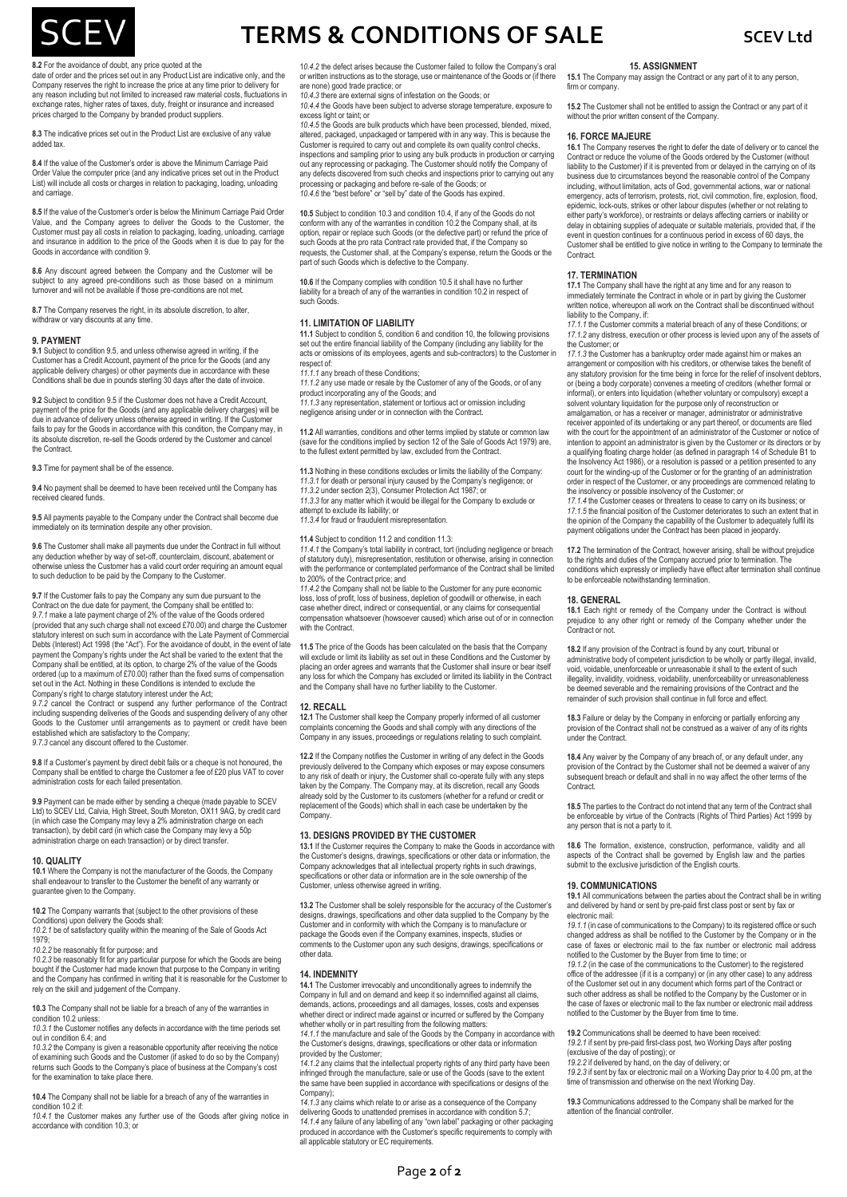**8.2** For the avoidance of doubt, any price quoted at the date of order and the prices set out in any Product List are indicative only, and the Company reserves the right to increase the price at any time prior to delivery for any reason including but not limited to increased raw material costs, fluctuations in exchange rates, higher rates of taxes, duty, freight or insurance and increased prices charged to the Company by branded product suppliers.

**8.3** The indicative prices set out in the Product List are exclusive of any value added tax.

**8.4** If the value of the Customer's order is above the Minimum Carriage Paid Order Value the computer price (and any indicative prices set out in the Product List) will include all costs or charges in relation to packaging, loading, unloading and carriage.

**8.5** If the value of the Customer's order is below the Minimum Carriage Paid Order Value, and the Company agrees to deliver the Goods to the Customer, the Customer must pay all costs in relation to packaging, loading, unloading, carriage and insurance in addition to the price of the Goods when it is due to pay for the Goods in accordance with condition 9.

**8.6** Any discount agreed between the Company and the Customer will be subject to any agreed pre-conditions such as those based on a minimum turnover and will not be available if those pre-conditions are not met.

**8.7** The Company reserves the right, in its absolute discretion, to alter, withdraw or vary discounts at any time.

## 9. PAYMENT

**9.1** Subject to condition 9.5, and unless otherwise agreed in writing, if the Customer has a Credit Account, payment of the price for the Goods (and any applicable delivery charges) or other payments due in accordance with these Conditions shall be due in pounds sterling 30 days after the date of invoice.

**9.2** Subject to condition 9.5 if the Customer does not have a Credit Account, payment of the price for the Goods (and any applicable delivery charges) will be due in advance of delivery unless otherwise agreed in writing. If the Customer fails to pay for the Goods in accordance with this condition, the Company may, in its absolute discretion, re-sell the Goods ordered by the Customer and cancel the Contract.

**9.3** Time for payment shall be of the essence.

**9.4** No payment shall be deemed to have been received until the Company has received cleared funds.

**9.5** All payments payable to the Company under the Contract shall become due immediately on its termination despite any other provision.

**9.6** The Customer shall make all payments due under the Contract in full without any deduction whether by way of set-off, counterclaim, discount, abatement or otherwise unless the Customer has a valid court order requiring an amount equal to such deduction to be paid by the Company to the Customer.

**9.7** If the Customer fails to pay the Company any sum due pursuant to the Contract on the due date for payment, the Company shall be entitled to:
*9.7.1* make a late payment charge of 2% of the value of the Goods ordered (provided that any such charge shall not exceed £70.00) and charge the Customer statutory interest on such sum in accordance with the Late Payment of Commercial Debts (Interest) Act 1998 (the "Act"). For the avoidance of doubt, in the event of late payment the Company's rights under the Act shall be varied to the extent that the Company shall be entitled, at its option, to charge 2% of the value of the Goods ordered (up to a maximum of £70.00) rather than the fixed sums of compensation set out in the Act. Nothing in these Conditions is intended to exclude the Company's right to charge statutory interest under the Act;
*9.7.2* cancel the Contract or suspend any further performance of the Contract including suspending deliveries of the Goods and suspending delivery of any other Goods to the Customer until arrangements as to payment or credit have been established which are satisfactory to the Company;
*9.7.3* cancel any discount offered to the Customer.

**9.8** If a Customer's payment by direct debit fails or a cheque is not honoured, the Company shall be entitled to charge the Customer a fee of £20 plus VAT to cover administration costs for each failed presentation.

**9.9** Payment can be made either by sending a cheque (made payable to SCEV Ltd) to SCEV Ltd, Calvia, High Street, South Moreton, OX11 9AG, by credit card (in which case the Company may levy a 2% administration charge on each transaction), by debit card (in which case the Company may levy a 50p administration charge on each transaction) or by direct transfer.

## 10. QUALITY

**10.1** Where the Company is not the manufacturer of the Goods, the Company shall endeavour to transfer to the Customer the benefit of any warranty or guarantee given to the Company.

**10.2** The Company warrants that (subject to the other provisions of these Conditions) upon delivery the Goods shall:
*10.2.1* be of satisfactory quality within the meaning of the Sale of Goods Act 1979;
*10.2.2* be reasonably fit for purpose; and
*10.2.3* be reasonably fit for any particular purpose for which the Goods are being bought if the Customer had made known that purpose to the Company in writing and the Company has confirmed in writing that it is reasonable for the Customer to rely on the skill and judgement of the Company.

**10.3** The Company shall not be liable for a breach of any of the warranties in condition 10.2 unless:
*10.3.1* the Customer notifies any defects in accordance with the time periods set out in condition 6.4; and
*10.3.2* the Company is given a reasonable opportunity after receiving the notice of examining such Goods and the Customer (if asked to do so by the Company) returns such Goods to the Company's place of business at the Company's cost for the examination to take place there.

**10.4** The Company shall not be liable for a breach of any of the warranties in condition 10.2 if:
*10.4.1* the Customer makes any further use of the Goods after giving notice in accordance with condition 10.3; or
*10.4.2* the defect arises because the Customer failed to follow the Company's oral or written instructions as to the storage, use or maintenance of the Goods or (if there are none) good trade practice; or
*10.4.3* there are external signs of infestation on the Goods; or
*10.4.4* the Goods have been subject to adverse storage temperature, exposure to excess light or taint; or
*10.4.5* the Goods are bulk products which have been processed, blended, mixed, altered, packaged, unpackaged or tampered with in any way. This is because the Customer is required to carry out and complete its own quality control checks, inspections and sampling prior to using any bulk products in production or carrying out any reprocessing or packaging. The Customer should notify the Company of any defects discovered from such checks and inspections prior to carrying out any processing or packaging and before re-sale of the Goods; or
*10.4.6* the "best before" or "sell by" date of the Goods has expired.

**10.5** Subject to condition 10.3 and condition 10.4, if any of the Goods do not conform with any of the warranties in condition 10.2 the Company shall, at its option, repair or replace such Goods (or the defective part) or refund the price of such Goods at the pro rata Contract rate provided that, if the Company so requests, the Customer shall, at the Company's expense, return the Goods or the part of such Goods which is defective to the Company.

**10.6** If the Company complies with condition 10.5 it shall have no further liability for a breach of any of the warranties in condition 10.2 in respect of such Goods.

## 11. LIMITATION OF LIABILITY

**11.1** Subject to condition 5, condition 6 and condition 10, the following provisions set out the entire financial liability of the Company (including any liability for the acts or omissions of its employees, agents and sub-contractors) to the Customer in respect of:
*11.1.1* any breach of these Conditions;
*11.1.2* any use made or resale by the Customer of any of the Goods, or of any product incorporating any of the Goods; and
*11.1.3* any representation, statement or tortious act or omission including negligence arising under or in connection with the Contract.

**11.2** All warranties, conditions and other terms implied by statute or common law (save for the conditions implied by section 12 of the Sale of Goods Act 1979) are, to the fullest extent permitted by law, excluded from the Contract.

**11.3** Nothing in these conditions excludes or limits the liability of the Company:
*11.3.1* for death or personal injury caused by the Company's negligence; or
*11.3.2* under section 2(3), Consumer Protection Act 1987; or
*11.3.3* for any matter which it would be illegal for the Company to exclude or attempt to exclude its liability; or
*11.3.4* for fraud or fraudulent misrepresentation.

**11.4** Subject to condition 11.2 and condition 11.3:
*11.4.1* the Company's total liability in contract, tort (including negligence or breach of statutory duty), misrepresentation, restitution or otherwise, arising in connection with the performance or contemplated performance of the Contract shall be limited to 200% of the Contract price; and
*11.4.2* the Company shall not be liable to the Customer for any pure economic loss, loss of profit, loss of business, depletion of goodwill or otherwise, in each case whether direct, indirect or consequential, or any claims for consequential compensation whatsoever (howsoever caused) which arise out of or in connection with the Contract.

**11.5** The price of the Goods has been calculated on the basis that the Company will exclude or limit its liability as set out in these Conditions and the Customer by placing an order agrees and warrants that the Customer shall insure or bear itself any loss for which the Company has excluded or limited its liability in the Contract and the Company shall have no further liability to the Customer.

## 12. RECALL

**12.1** The Customer shall keep the Company properly informed of all customer complaints concerning the Goods and shall comply with any directions of the Company in any issues, proceedings or regulations relating to such complaint.

**12.2** If the Company notifies the Customer in writing of any defect in the Goods previously delivered to the Company which exposes or may expose consumers to any risk of death or injury, the Customer shall co-operate fully with any steps taken by the Company. The Company may, at its discretion, recall any Goods already sold by the Customer to its customers (whether for a refund or credit or replacement of the Goods) which shall in each case be undertaken by the Company.

## 13. DESIGNS PROVIDED BY THE CUSTOMER

**13.1** If the Customer requires the Company to make the Goods in accordance with the Customer's designs, drawings, specifications or other data or information, the Company acknowledges that all intellectual property rights in such drawings, specifications or other data or information are in the sole ownership of the Customer, unless otherwise agreed in writing.

**13.2** The Customer shall be solely responsible for the accuracy of the Customer's designs, drawings, specifications and other data supplied to the Company by the Customer and in conformity with which the Company is to manufacture or package the Goods even if the Company examines, inspects, studies or comments to the Customer upon any such designs, drawings, specifications or other data.

## 14. INDEMNITY

**14.1** The Customer irrevocably and unconditionally agrees to indemnify the Company in full and on demand and keep it so indemnified against all claims, demands, actions, proceedings and all damages, losses, costs and expenses whether direct or indirect made against or incurred or suffered by the Company whether wholly or in part resulting from the following matters:
*14.1.1* the manufacture and sale of the Goods by the Company in accordance with the Customer's designs, drawings, specifications or other data or information provided by the Customer;
*14.1.2* any claims that the intellectual property rights of any third party have been infringed through the manufacture, sale or use of the Goods (save to the extent the same have been supplied in accordance with specifications or designs of the Company);
*14.1.3* any claims which relate to or arise as a consequence of the Company delivering Goods to unattended premises in accordance with condition 5.7;
*14.1.4* any failure of any labelling of any "own label" packaging or other packaging produced in accordance with the Customer's specific requirements to comply with all applicable statutory or EC requirements.

## 15. ASSIGNMENT

**15.1** The Company may assign the Contract or any part of it to any person, firm or company.

**15.2** The Customer shall not be entitled to assign the Contract or any part of it without the prior written consent of the Company.

## 16. FORCE MAJEURE

**16.1** The Company reserves the right to defer the date of delivery or to cancel the Contract or reduce the volume of the Goods ordered by the Customer (without liability to the Customer) if it is prevented from or delayed in the carrying on of its business due to circumstances beyond the reasonable control of the Company including, without limitation, acts of God, governmental actions, war or national emergency, acts of terrorism, protests, riot, civil commotion, fire, explosion, flood, epidemic, lock-outs, strikes or other labour disputes (whether or not relating to either party's workforce), or restraints or delays affecting carriers or inability or delay in obtaining supplies of adequate or suitable materials, provided that, if the event in question continues for a continuous period in excess of 60 days, the Customer shall be entitled to give notice in writing to the Company to terminate the Contract.

## 17. TERMINATION

**17.1** The Company shall have the right at any time and for any reason to immediately terminate the Contract in whole or in part by giving the Customer written notice, whereupon all work on the Contract shall be discontinued without liability to the Company, if:
*17.1.1* the Customer commits a material breach of any of these Conditions; or
*17.1.2* any distress, execution or other process is levied upon any of the assets of the Customer; or
*17.1.3* the Customer has a bankruptcy order made against him or makes an arrangement or composition with his creditors, or otherwise takes the benefit of any statutory provision for the time being in force for the relief of insolvent debtors, or (being a body corporate) convenes a meeting of creditors (whether formal or informal), or enters into liquidation (whether voluntary or compulsory) except a solvent voluntary liquidation for the purpose only of reconstruction or amalgamation, or has a receiver or manager, administrator or administrative receiver appointed of its undertaking or any part thereof, or documents are filed with the court for the appointment of an administrator of the Customer or notice of intention to appoint an administrator is given by the Customer or its directors or by a qualifying floating charge holder (as defined in paragraph 14 of Schedule B1 to the Insolvency Act 1986), or a resolution is passed or a petition presented to any court for the winding-up of the Customer or for the granting of an administration order in respect of the Customer, or any proceedings are commenced relating to the insolvency or possible insolvency of the Customer; or
*17.1.4* the Customer ceases or threatens to cease to carry on its business; or
*17.1.5* the financial position of the Customer deteriorates to such an extent that in the opinion of the Company the capability of the Customer to adequately fulfil its payment obligations under the Contract has been placed in jeopardy.

**17.2** The termination of the Contract, however arising, shall be without prejudice to the rights and duties of the Company accrued prior to termination. The conditions which expressly or impliedly have effect after termination shall continue to be enforceable notwithstanding termination.

## 18. GENERAL

**18.1** Each right or remedy of the Company under the Contract is without prejudice to any other right or remedy of the Company whether under the Contract or not.

**18.2** If any provision of the Contract is found by any court, tribunal or administrative body of competent jurisdiction to be wholly or partly illegal, invalid, void, voidable, unenforceable or unreasonable it shall to the extent of such illegality, invalidity, voidness, voidability, unenforceability or unreasonableness be deemed severable and the remaining provisions of the Contract and the remainder of such provision shall continue in full force and effect.

**18.3** Failure or delay by the Company in enforcing or partially enforcing any provision of the Contract shall not be construed as a waiver of any of its rights under the Contract.

**18.4** Any waiver by the Company of any breach of, or any default under, any provision of the Contract by the Customer shall not be deemed a waiver of any subsequent breach or default and shall in no way affect the other terms of the Contract.

**18.5** The parties to the Contract do not intend that any term of the Contract shall be enforceable by virtue of the Contracts (Rights of Third Parties) Act 1999 by any person that is not a party to it.

**18.6** The formation, existence, construction, performance, validity and all aspects of the Contract shall be governed by English law and the parties submit to the exclusive jurisdiction of the English courts.

## 19. COMMUNICATIONS

**19.1** All communications between the parties about the Contract shall be in writing and delivered by hand or sent by pre-paid first class post or sent by fax or electronic mail:
*19.1.1* (in case of communications to the Company) to its registered office or such changed address as shall be notified to the Customer by the Company or in the case of faxes or electronic mail to the fax number or electronic mail address notified to the Customer by the Buyer from time to time; or
*19.1.2* (in the case of the communications to the Customer) to the registered office of the addressee (if it is a company) or (in any other case) to any address of the Customer set out in any document which forms part of the Contract or such other address as shall be notified to the Company by the Customer or in the case of faxes or electronic mail to the fax number or electronic mail address notified to the Customer by the Buyer from time to time.

**19.2** Communications shall be deemed to have been received:
*19.2.1* if sent by pre-paid first-class post, two Working Days after posting (exclusive of the day of posting); or
*19.2.2* if delivered by hand, on the day of delivery; or
*19.2.3* if sent by fax or electronic mail on a Working Day prior to 4.00 pm, at the time of transmission and otherwise on the next Working Day.

**19.3** Communications addressed to the Company shall be marked for the attention of the financial controller.